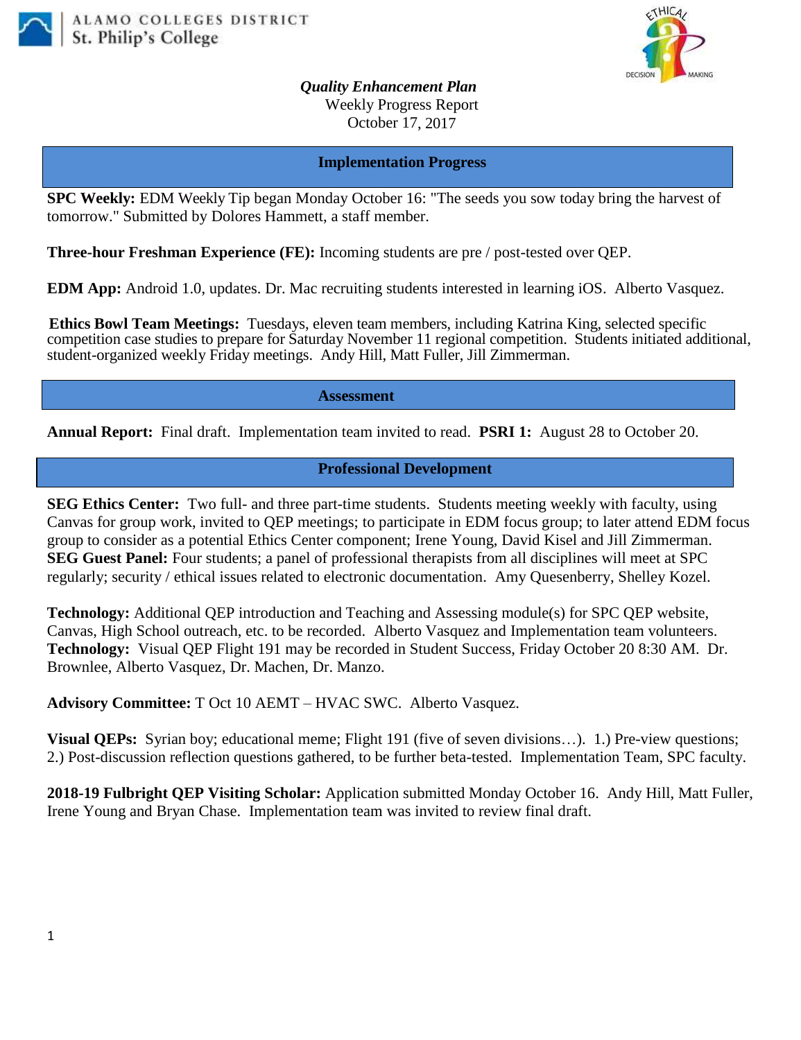ALAMO COLLEGES DISTRICT
St. Philip's College

***Quality Enhancement Plan***
Weekly Progress Report
October 17, 2017

## Implementation Progress

**SPC Weekly:** EDM Weekly Tip began Monday October 16: "The seeds you sow today bring the harvest of tomorrow." Submitted by Dolores Hammett, a staff member.

**Three-hour Freshman Experience (FE):** Incoming students are pre / post-tested over QEP.

**EDM App:** Android 1.0, updates. Dr. Mac recruiting students interested in learning iOS. Alberto Vasquez.

**Ethics Bowl Team Meetings:** Tuesdays, eleven team members, including Katrina King, selected specific competition case studies to prepare for Saturday November 11 regional competition. Students initiated additional, student-organized weekly Friday meetings. Andy Hill, Matt Fuller, Jill Zimmerman.

## Assessment

**Annual Report:** Final draft. Implementation team invited to read. **PSRI 1:** August 28 to October 20.

## Professional Development

**SEG Ethics Center:** Two full- and three part-time students. Students meeting weekly with faculty, using Canvas for group work, invited to QEP meetings; to participate in EDM focus group; to later attend EDM focus group to consider as a potential Ethics Center component; Irene Young, David Kisel and Jill Zimmerman.
**SEG Guest Panel:** Four students; a panel of professional therapists from all disciplines will meet at SPC regularly; security / ethical issues related to electronic documentation. Amy Quesenberry, Shelley Kozel.

**Technology:** Additional QEP introduction and Teaching and Assessing module(s) for SPC QEP website, Canvas, High School outreach, etc. to be recorded. Alberto Vasquez and Implementation team volunteers.
**Technology:** Visual QEP Flight 191 may be recorded in Student Success, Friday October 20 8:30 AM. Dr. Brownlee, Alberto Vasquez, Dr. Machen, Dr. Manzo.

**Advisory Committee:** T Oct 10 AEMT – HVAC SWC. Alberto Vasquez.

**Visual QEPs:** Syrian boy; educational meme; Flight 191 (five of seven divisions…). 1.) Pre-view questions; 2.) Post-discussion reflection questions gathered, to be further beta-tested. Implementation Team, SPC faculty.

**2018-19 Fulbright QEP Visiting Scholar:** Application submitted Monday October 16. Andy Hill, Matt Fuller, Irene Young and Bryan Chase. Implementation team was invited to review final draft.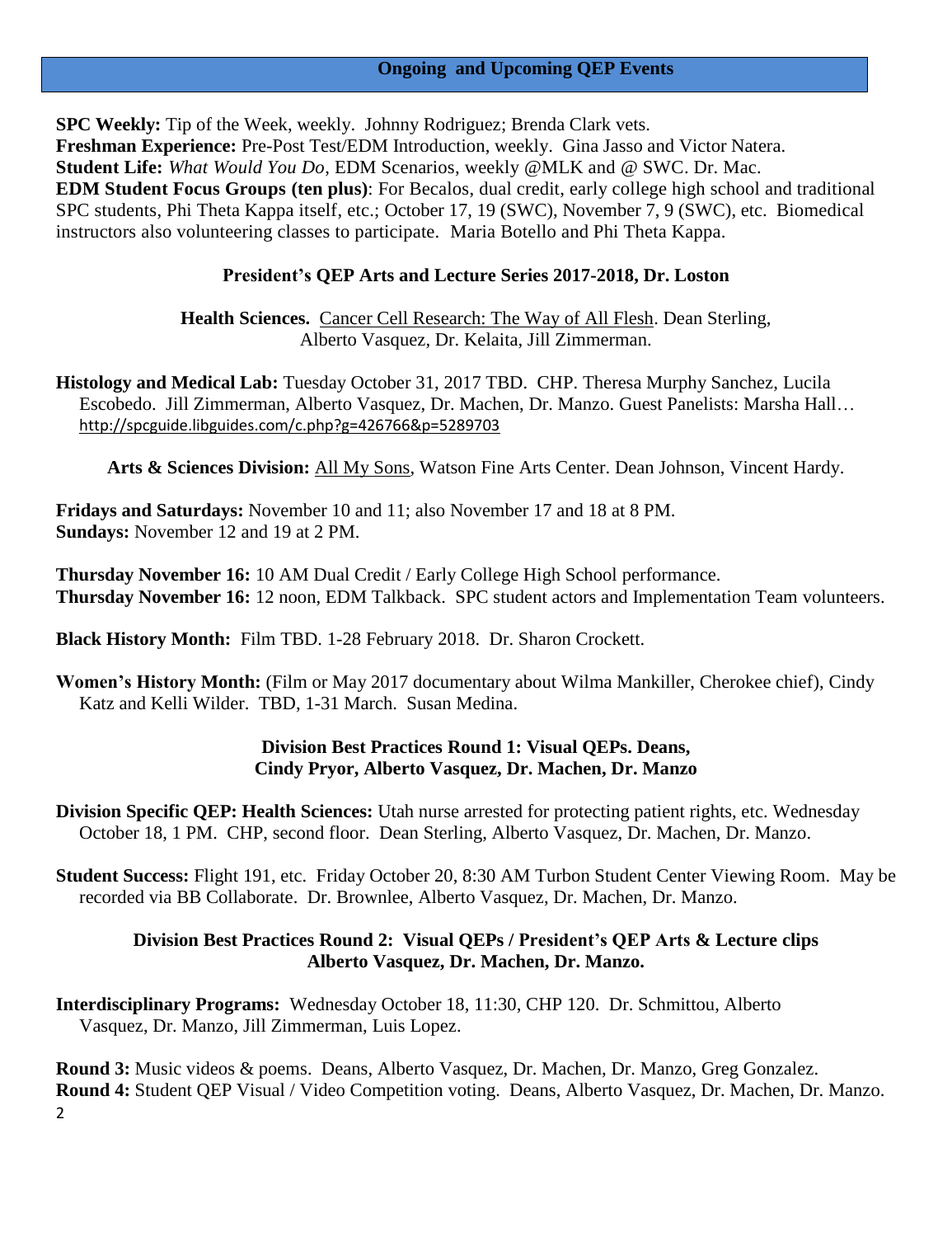## Ongoing and Upcoming QEP Events

**SPC Weekly:** Tip of the Week, weekly. Johnny Rodriguez; Brenda Clark vets.
**Freshman Experience:** Pre-Post Test/EDM Introduction, weekly. Gina Jasso and Victor Natera.
**Student Life:** *What Would You Do*, EDM Scenarios, weekly @MLK and @ SWC. Dr. Mac.
**EDM Student Focus Groups (ten plus)**: For Becalos, dual credit, early college high school and traditional SPC students, Phi Theta Kappa itself, etc.; October 17, 19 (SWC), November 7, 9 (SWC), etc. Biomedical instructors also volunteering classes to participate. Maria Botello and Phi Theta Kappa.

### President's QEP Arts and Lecture Series 2017-2018, Dr. Loston

**Health Sciences.** Cancer Cell Research: The Way of All Flesh. Dean Sterling, Alberto Vasquez, Dr. Kelaita, Jill Zimmerman.

**Histology and Medical Lab:** Tuesday October 31, 2017 TBD. CHP. Theresa Murphy Sanchez, Lucila Escobedo. Jill Zimmerman, Alberto Vasquez, Dr. Machen, Dr. Manzo. Guest Panelists: Marsha Hall… http://spcguide.libguides.com/c.php?g=426766&p=5289703

**Arts & Sciences Division:** All My Sons, Watson Fine Arts Center. Dean Johnson, Vincent Hardy.

**Fridays and Saturdays:** November 10 and 11; also November 17 and 18 at 8 PM.
**Sundays:** November 12 and 19 at 2 PM.

**Thursday November 16:** 10 AM Dual Credit / Early College High School performance.
**Thursday November 16:** 12 noon, EDM Talkback. SPC student actors and Implementation Team volunteers.

**Black History Month:** Film TBD. 1-28 February 2018. Dr. Sharon Crockett.

**Women's History Month:** (Film or May 2017 documentary about Wilma Mankiller, Cherokee chief), Cindy Katz and Kelli Wilder. TBD, 1-31 March. Susan Medina.

### Division Best Practices Round 1: Visual QEPs. Deans, Cindy Pryor, Alberto Vasquez, Dr. Machen, Dr. Manzo

**Division Specific QEP: Health Sciences:** Utah nurse arrested for protecting patient rights, etc. Wednesday October 18, 1 PM. CHP, second floor. Dean Sterling, Alberto Vasquez, Dr. Machen, Dr. Manzo.

**Student Success:** Flight 191, etc. Friday October 20, 8:30 AM Turbon Student Center Viewing Room. May be recorded via BB Collaborate. Dr. Brownlee, Alberto Vasquez, Dr. Machen, Dr. Manzo.

### Division Best Practices Round 2: Visual QEPs / President's QEP Arts & Lecture clips Alberto Vasquez, Dr. Machen, Dr. Manzo.

**Interdisciplinary Programs:** Wednesday October 18, 11:30, CHP 120. Dr. Schmittou, Alberto Vasquez, Dr. Manzo, Jill Zimmerman, Luis Lopez.

**Round 3:** Music videos & poems. Deans, Alberto Vasquez, Dr. Machen, Dr. Manzo, Greg Gonzalez.
**Round 4:** Student QEP Visual / Video Competition voting. Deans, Alberto Vasquez, Dr. Machen, Dr. Manzo.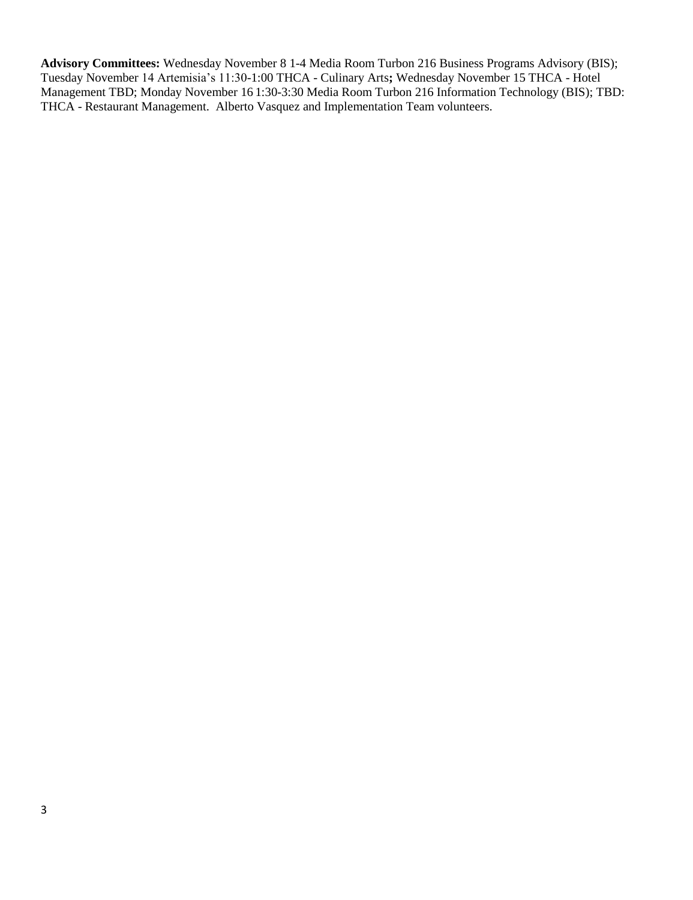**Advisory Committees:** Wednesday November 8 1-4 Media Room Turbon 216 Business Programs Advisory (BIS); Tuesday November 14 Artemisia's 11:30-1:00 THCA - Culinary Arts**;** Wednesday November 15 THCA - Hotel Management TBD; Monday November 16 1:30-3:30 Media Room Turbon 216 Information Technology (BIS); TBD: THCA - Restaurant Management. Alberto Vasquez and Implementation Team volunteers.